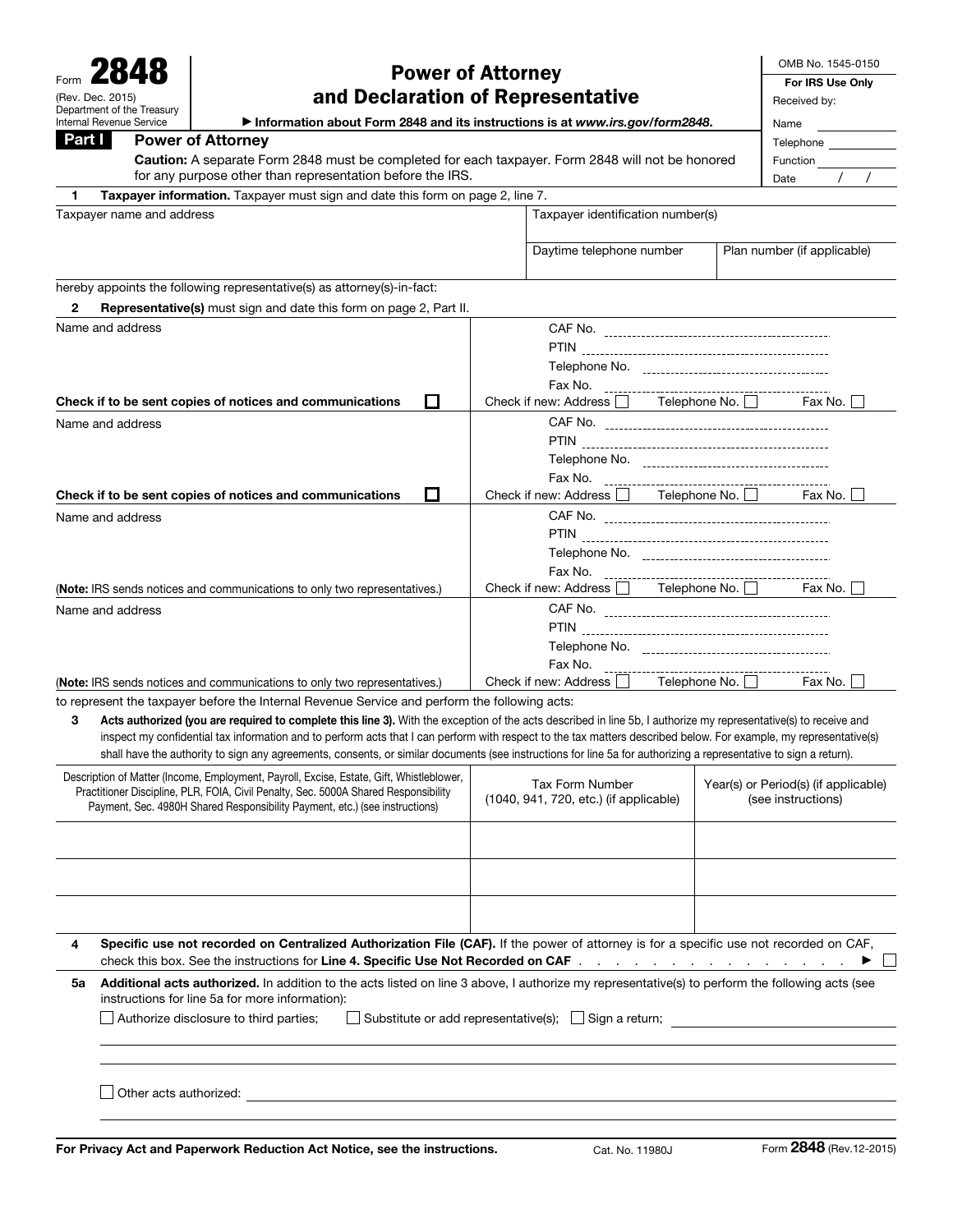Form **2848**
(Rev. Dec. 2015)
Department of the Treasury
Internal Revenue Service

# Power of Attorney and Declaration of Representative

▶ Information about Form 2848 and its instructions is at *www.irs.gov/form2848*.

OMB No. 1545-0150

**For IRS Use Only**
Received by:
Name
Telephone
Function
Date / /

## Part I Power of Attorney

**Caution:** A separate Form 2848 must be completed for each taxpayer. Form 2848 will not be honored for any purpose other than representation before the IRS.

**1 Taxpayer information.** Taxpayer must sign and date this form on page 2, line 7.

| Taxpayer name and address | Taxpayer identification number(s) | |
|---|---|---|
| | Daytime telephone number | Plan number (if applicable) |

hereby appoints the following representative(s) as attorney(s)-in-fact:

**2 Representative(s)** must sign and date this form on page 2, Part II.

| Name and address | |
|---|---|
| | CAF No. |
| | PTIN |
| | Telephone No. |
| | Fax No. |
| **Check if to be sent copies of notices and communications** ☐ | Check if new: Address ☐ Telephone No. ☐ Fax No. ☐ |
| Name and address | |
| | CAF No. |
| | PTIN |
| | Telephone No. |
| | Fax No. |
| **Check if to be sent copies of notices and communications** ☐ | Check if new: Address ☐ Telephone No. ☐ Fax No. ☐ |
| Name and address | |
| | CAF No. |
| | PTIN |
| | Telephone No. |
| | Fax No. |
| (**Note:** IRS sends notices and communications to only two representatives.) | Check if new: Address ☐ Telephone No. ☐ Fax No. ☐ |
| Name and address | |
| | CAF No. |
| | PTIN |
| | Telephone No. |
| | Fax No. |
| (**Note:** IRS sends notices and communications to only two representatives.) | Check if new: Address ☐ Telephone No. ☐ Fax No. ☐ |

to represent the taxpayer before the Internal Revenue Service and perform the following acts:

**3 Acts authorized (you are required to complete this line 3).** With the exception of the acts described in line 5b, I authorize my representative(s) to receive and inspect my confidential tax information and to perform acts that I can perform with respect to the tax matters described below. For example, my representative(s) shall have the authority to sign any agreements, consents, or similar documents (see instructions for line 5a for authorizing a representative to sign a return).

| Description of Matter (Income, Employment, Payroll, Excise, Estate, Gift, Whistleblower, Practitioner Discipline, PLR, FOIA, Civil Penalty, Sec. 5000A Shared Responsibility Payment, Sec. 4980H Shared Responsibility Payment, etc.) (see instructions) | Tax Form Number (1040, 941, 720, etc.) (if applicable) | Year(s) or Period(s) (if applicable) (see instructions) |
|---|---|---|
| | | |
| | | |
| | | |

**4 Specific use not recorded on Centralized Authorization File (CAF).** If the power of attorney is for a specific use not recorded on CAF, check this box. See the instructions for **Line 4. Specific Use Not Recorded on CAF** . . . . . . . . . . . . . . . . . . ▶ ☐

**5a Additional acts authorized.** In addition to the acts listed on line 3 above, I authorize my representative(s) to perform the following acts (see instructions for line 5a for more information):

☐ Authorize disclosure to third parties; ☐ Substitute or add representative(s); ☐ Sign a return;

☐ Other acts authorized:

**For Privacy Act and Paperwork Reduction Act Notice, see the instructions.** Cat. No. 11980J Form **2848** (Rev.12-2015)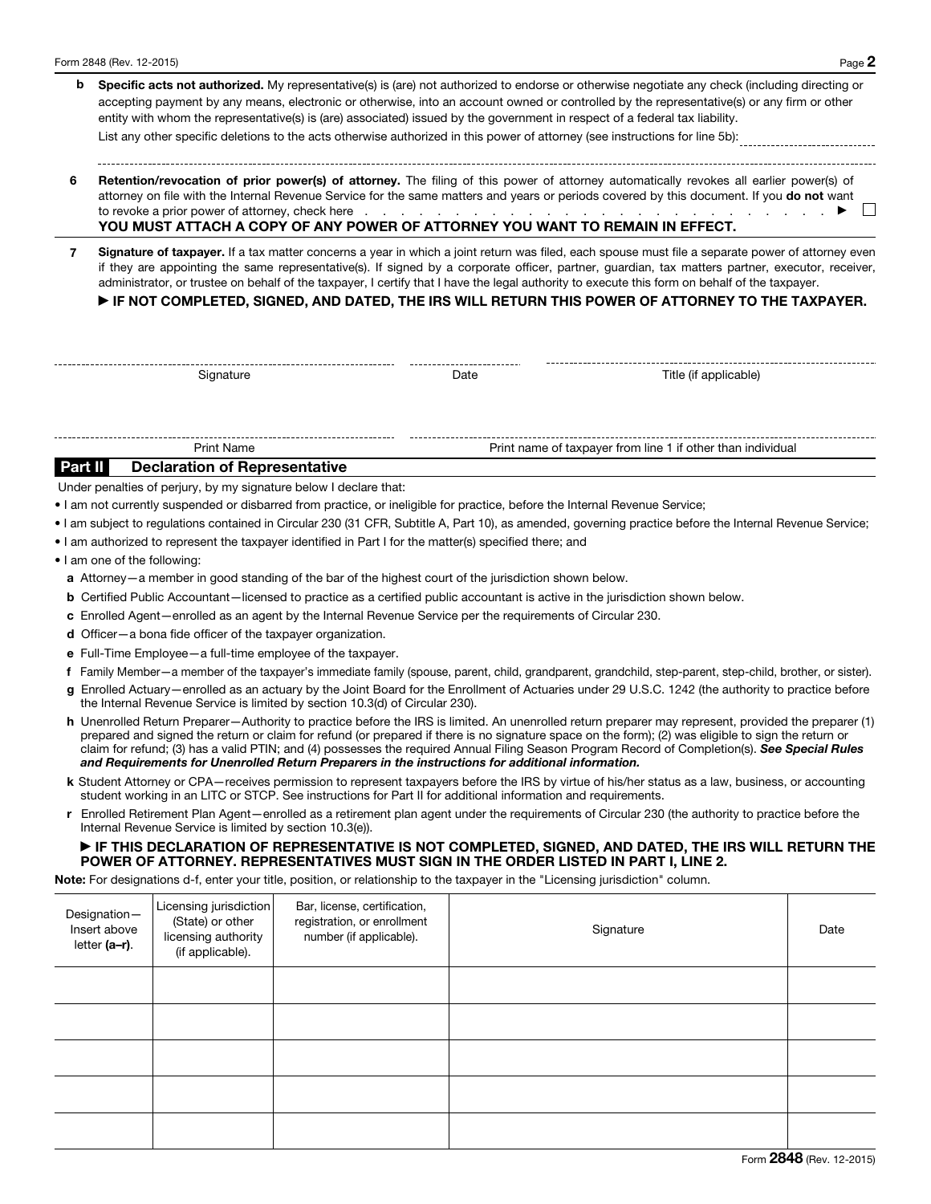**b Specific acts not authorized.** My representative(s) is (are) not authorized to endorse or otherwise negotiate any check (including directing or accepting payment by any means, electronic or otherwise, into an account owned or controlled by the representative(s) or any firm or other entity with whom the representative(s) is (are) associated) issued by the government in respect of a federal tax liability.

List any other specific deletions to the acts otherwise authorized in this power of attorney (see instructions for line 5b):

**6 Retention/revocation of prior power(s) of attorney.** The filing of this power of attorney automatically revokes all earlier power(s) of attorney on file with the Internal Revenue Service for the same matters and years or periods covered by this document. If you **do not** want to revoke a prior power of attorney, check here . . . . . . . . . . . . . . . . . . . . . ▶ ☐

**YOU MUST ATTACH A COPY OF ANY POWER OF ATTORNEY YOU WANT TO REMAIN IN EFFECT.**

**7 Signature of taxpayer.** If a tax matter concerns a year in which a joint return was filed, each spouse must file a separate power of attorney even if they are appointing the same representative(s). If signed by a corporate officer, partner, guardian, tax matters partner, executor, receiver, administrator, or trustee on behalf of the taxpayer, I certify that I have the legal authority to execute this form on behalf of the taxpayer.

**▶ IF NOT COMPLETED, SIGNED, AND DATED, THE IRS WILL RETURN THIS POWER OF ATTORNEY TO THE TAXPAYER.**

Signature | Date | Title (if applicable)

Print Name | Print name of taxpayer from line 1 if other than individual

## Part II Declaration of Representative

Under penalties of perjury, by my signature below I declare that:

- I am not currently suspended or disbarred from practice, or ineligible for practice, before the Internal Revenue Service;
- I am subject to regulations contained in Circular 230 (31 CFR, Subtitle A, Part 10), as amended, governing practice before the Internal Revenue Service;
- I am authorized to represent the taxpayer identified in Part I for the matter(s) specified there; and
- I am one of the following:

**a** Attorney—a member in good standing of the bar of the highest court of the jurisdiction shown below.

**b** Certified Public Accountant—licensed to practice as a certified public accountant is active in the jurisdiction shown below.

**c** Enrolled Agent—enrolled as an agent by the Internal Revenue Service per the requirements of Circular 230.

**d** Officer—a bona fide officer of the taxpayer organization.

**e** Full-Time Employee—a full-time employee of the taxpayer.

**f** Family Member—a member of the taxpayer's immediate family (spouse, parent, child, grandparent, grandchild, step-parent, step-child, brother, or sister).

**g** Enrolled Actuary—enrolled as an actuary by the Joint Board for the Enrollment of Actuaries under 29 U.S.C. 1242 (the authority to practice before the Internal Revenue Service is limited by section 10.3(d) of Circular 230).

**h** Unenrolled Return Preparer—Authority to practice before the IRS is limited. An unenrolled return preparer may represent, provided the preparer (1) prepared and signed the return or claim for refund (or prepared if there is no signature space on the form); (2) was eligible to sign the return or claim for refund; (3) has a valid PTIN; and (4) possesses the required Annual Filing Season Program Record of Completion(s). ***See Special Rules and Requirements for Unenrolled Return Preparers in the instructions for additional information.***

**k** Student Attorney or CPA—receives permission to represent taxpayers before the IRS by virtue of his/her status as a law, business, or accounting student working in an LITC or STCP. See instructions for Part II for additional information and requirements.

**r** Enrolled Retirement Plan Agent—enrolled as a retirement plan agent under the requirements of Circular 230 (the authority to practice before the Internal Revenue Service is limited by section 10.3(e)).

**▶ IF THIS DECLARATION OF REPRESENTATIVE IS NOT COMPLETED, SIGNED, AND DATED, THE IRS WILL RETURN THE POWER OF ATTORNEY. REPRESENTATIVES MUST SIGN IN THE ORDER LISTED IN PART I, LINE 2.**

**Note:** For designations d-f, enter your title, position, or relationship to the taxpayer in the "Licensing jurisdiction" column.

| Designation—Insert above letter **(a–r)**. | Licensing jurisdiction (State) or other licensing authority (if applicable). | Bar, license, certification, registration, or enrollment number (if applicable). | Signature | Date |
|---|---|---|---|---|
| | | | | |
| | | | | |
| | | | | |
| | | | | |
| | | | | |

Form **2848** (Rev. 12-2015)